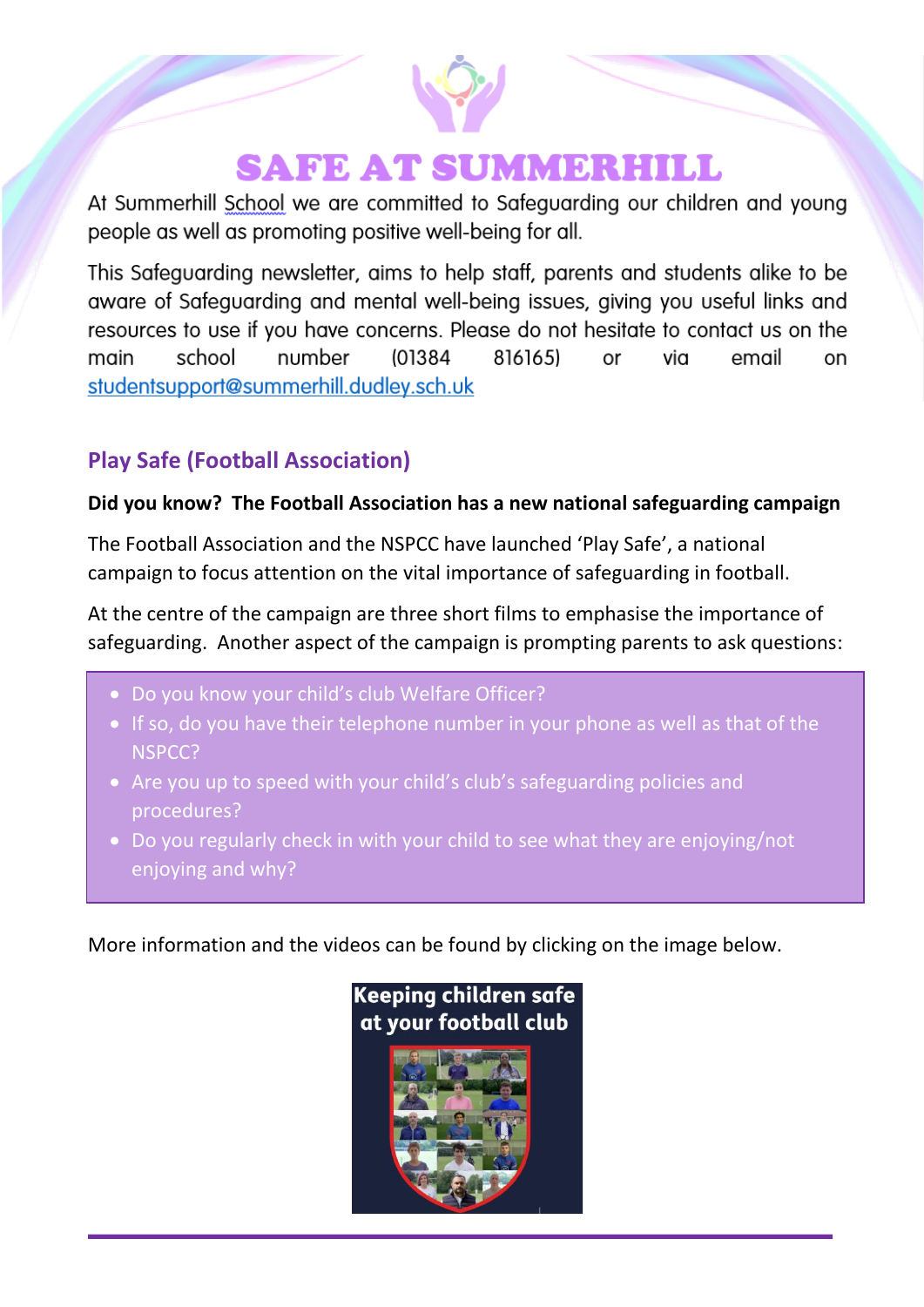# SAFE AT SUMMERHILL

At Summerhill School we are committed to Safeguarding our children and young people as well as promoting positive well-being for all.

This Safeguarding newsletter, aims to help staff, parents and students alike to be aware of Safeguarding and mental well-being issues, giving you useful links and resources to use if you have concerns. Please do not hesitate to contact us on the main school number (01384 816165) or via email on studentsupport@summerhill.dudley.sch.uk

## Play Safe (Football Association)

**Did you know? The Football Association has a new national safeguarding campaign**

The Football Association and the NSPCC have launched 'Play Safe', a national campaign to focus attention on the vital importance of safeguarding in football.

At the centre of the campaign are three short films to emphasise the importance of safeguarding. Another aspect of the campaign is prompting parents to ask questions:

- Do you know your child's club Welfare Officer?
- If so, do you have their telephone number in your phone as well as that of the NSPCC?
- Are you up to speed with your child's club's safeguarding policies and procedures?
- Do you regularly check in with your child to see what they are enjoying/not enjoying and why?

More information and the videos can be found by clicking on the image below.

Keeping children safe at your football club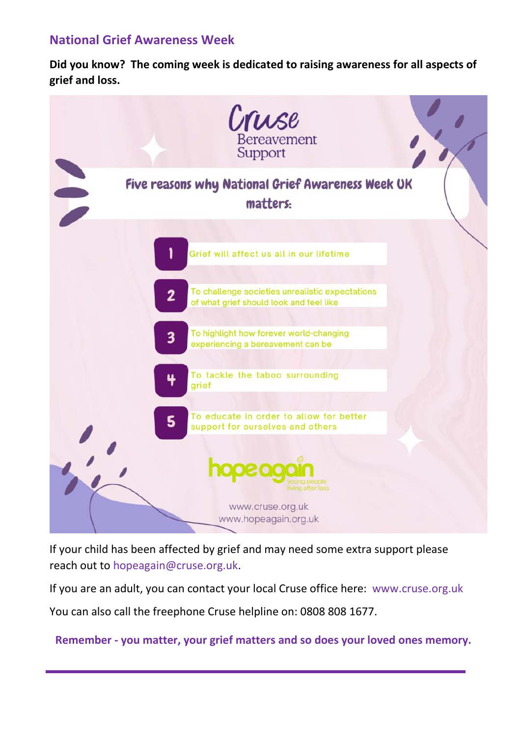## National Grief Awareness Week

**Did you know? The coming week is dedicated to raising awareness for all aspects of grief and loss.**

Cruse Bereavement Support

**Five reasons why National Grief Awareness Week UK matters:**

1. Grief will affect us all in our lifetime
2. To challenge societies unrealistic expectations of what grief should look and feel like
3. To highlight how forever world-changing experiencing a bereavement can be
4. To tackle the taboo surrounding grief
5. To educate in order to allow for better support for ourselves and others

hopeagain young people living after loss

www.cruse.org.uk
www.hopeagain.org.uk

If your child has been affected by grief and may need some extra support please reach out to hopeagain@cruse.org.uk.

If you are an adult, you can contact your local Cruse office here: www.cruse.org.uk

You can also call the freephone Cruse helpline on: 0808 808 1677.

**Remember - you matter, your grief matters and so does your loved ones memory.**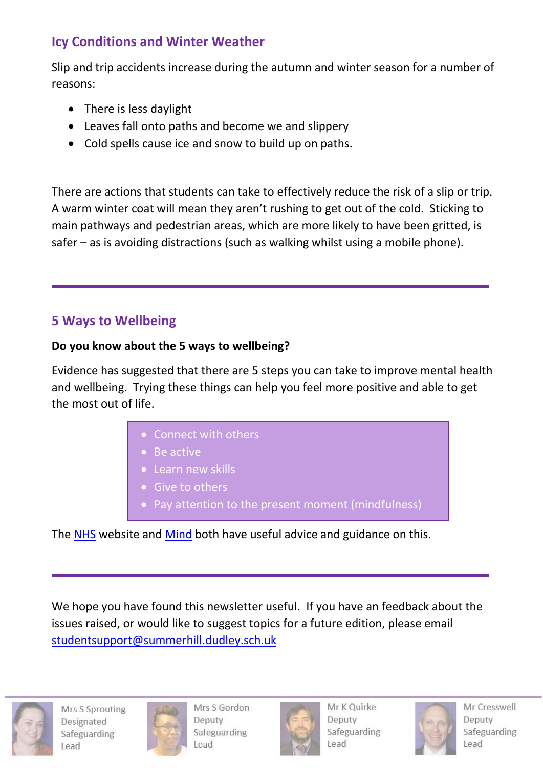## Icy Conditions and Winter Weather

Slip and trip accidents increase during the autumn and winter season for a number of reasons:

- There is less daylight
- Leaves fall onto paths and become we and slippery
- Cold spells cause ice and snow to build up on paths.

There are actions that students can take to effectively reduce the risk of a slip or trip. A warm winter coat will mean they aren't rushing to get out of the cold. Sticking to main pathways and pedestrian areas, which are more likely to have been gritted, is safer – as is avoiding distractions (such as walking whilst using a mobile phone).

---

## 5 Ways to Wellbeing

**Do you know about the 5 ways to wellbeing?**

Evidence has suggested that there are 5 steps you can take to improve mental health and wellbeing. Trying these things can help you feel more positive and able to get the most out of life.

- Connect with others
- Be active
- Learn new skills
- Give to others
- Pay attention to the present moment (mindfulness)

The NHS website and Mind both have useful advice and guidance on this.

---

We hope you have found this newsletter useful. If you have an feedback about the issues raised, or would like to suggest topics for a future edition, please email studentsupport@summerhill.dudley.sch.uk

Mrs S Sprouting Designated Safeguarding Lead

Mrs S Gordon Deputy Safeguarding Lead

Mr K Quirke Deputy Safeguarding Lead

Mr Cresswell Deputy Safeguarding Lead